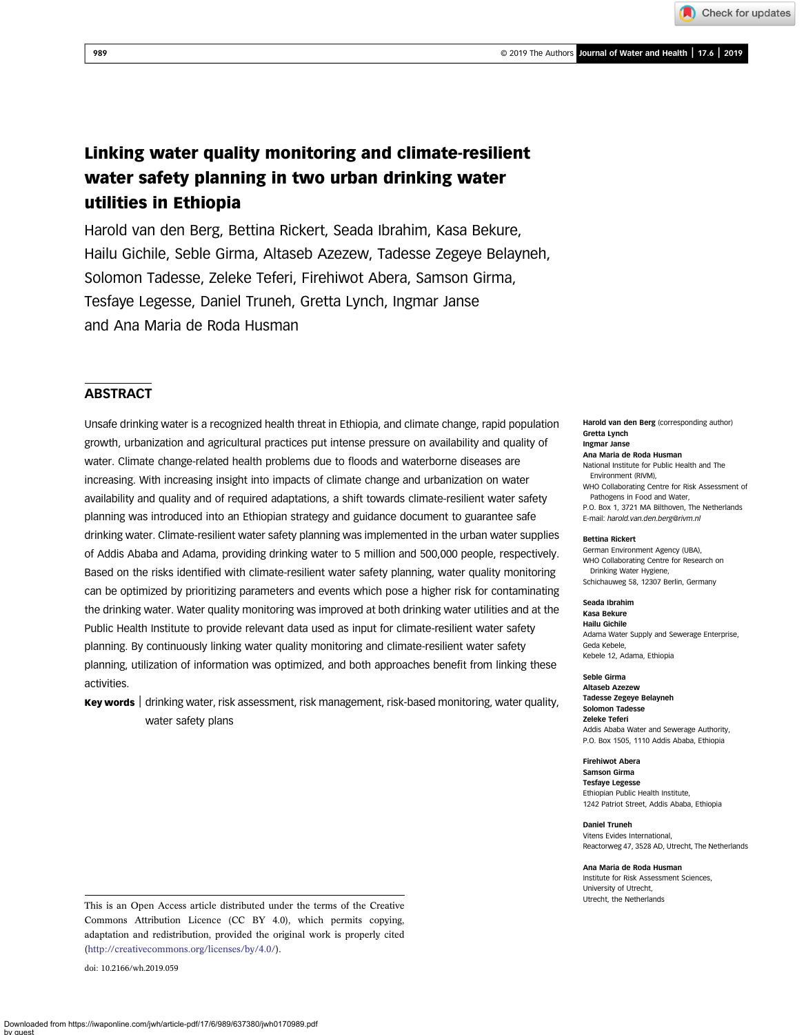# Linking water quality monitoring and climate-resilient water safety planning in two urban drinking water utilities in Ethiopia

Harold van den Berg, Bettina Rickert, Seada Ibrahim, Kasa Bekure, Hailu Gichile, Seble Girma, Altaseb Azezew, Tadesse Zegeye Belayneh, Solomon Tadesse, Zeleke Teferi, Firehiwot Abera, Samson Girma, Tesfaye Legesse, Daniel Truneh, Gretta Lynch, Ingmar Janse and Ana Maria de Roda Husman

## ABSTRACT

Unsafe drinking water is a recognized health threat in Ethiopia, and climate change, rapid population growth, urbanization and agricultural practices put intense pressure on availability and quality of water. Climate change-related health problems due to floods and waterborne diseases are increasing. With increasing insight into impacts of climate change and urbanization on water availability and quality and of required adaptations, a shift towards climate-resilient water safety planning was introduced into an Ethiopian strategy and guidance document to guarantee safe drinking water. Climate-resilient water safety planning was implemented in the urban water supplies of Addis Ababa and Adama, providing drinking water to 5 million and 500,000 people, respectively. Based on the risks identified with climate-resilient water safety planning, water quality monitoring can be optimized by prioritizing parameters and events which pose a higher risk for contaminating the drinking water. Water quality monitoring was improved at both drinking water utilities and at the Public Health Institute to provide relevant data used as input for climate-resilient water safety planning. By continuously linking water quality monitoring and climate-resilient water safety planning, utilization of information was optimized, and both approaches benefit from linking these activities.

**Key words** | drinking water, risk assessment, risk management, risk-based monitoring, water quality, water safety plans

**Harold van den Berg** (corresponding author)
**Gretta Lynch**
**Ingmar Janse**
**Ana Maria de Roda Husman**
National Institute for Public Health and The Environment (RIVM),
WHO Collaborating Centre for Risk Assessment of Pathogens in Food and Water,
P.O. Box 1, 3721 MA Bilthoven, The Netherlands
E-mail: *harold.van.den.berg@rivm.nl*

**Bettina Rickert**
German Environment Agency (UBA),
WHO Collaborating Centre for Research on Drinking Water Hygiene,
Schichauweg 58, 12307 Berlin, Germany

**Seada Ibrahim**
**Kasa Bekure**
**Hailu Gichile**
Adama Water Supply and Sewerage Enterprise,
Geda Kebele,
Kebele 12, Adama, Ethiopia

**Seble Girma**
**Altaseb Azezew**
**Tadesse Zegeye Belayneh**
**Solomon Tadesse**
**Zeleke Teferi**
Addis Ababa Water and Sewerage Authority,
P.O. Box 1505, 1110 Addis Ababa, Ethiopia

**Firehiwot Abera**
**Samson Girma**
**Tesfaye Legesse**
Ethiopian Public Health Institute,
1242 Patriot Street, Addis Ababa, Ethiopia

**Daniel Truneh**
Vitens Evides International,
Reactorweg 47, 3528 AD, Utrecht, The Netherlands

**Ana Maria de Roda Husman**
Institute for Risk Assessment Sciences,
University of Utrecht,
Utrecht, the Netherlands

This is an Open Access article distributed under the terms of the Creative Commons Attribution Licence (CC BY 4.0), which permits copying, adaptation and redistribution, provided the original work is properly cited (http://creativecommons.org/licenses/by/4.0/).

doi: 10.2166/wh.2019.059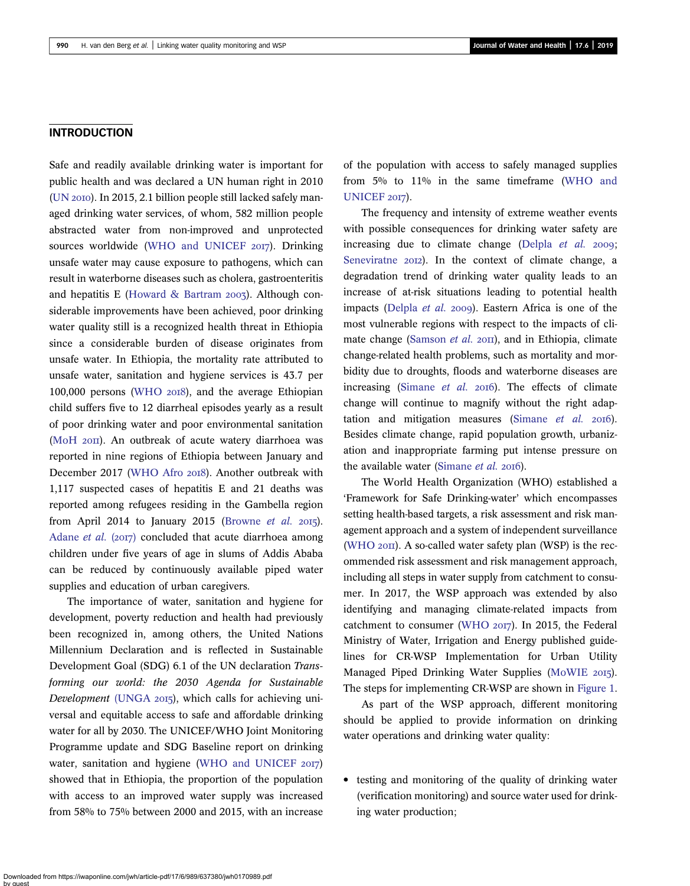## INTRODUCTION

Safe and readily available drinking water is important for public health and was declared a UN human right in 2010 (UN 2010). In 2015, 2.1 billion people still lacked safely managed drinking water services, of whom, 582 million people abstracted water from non-improved and unprotected sources worldwide (WHO and UNICEF 2017). Drinking unsafe water may cause exposure to pathogens, which can result in waterborne diseases such as cholera, gastroenteritis and hepatitis E (Howard & Bartram 2003). Although considerable improvements have been achieved, poor drinking water quality still is a recognized health threat in Ethiopia since a considerable burden of disease originates from unsafe water. In Ethiopia, the mortality rate attributed to unsafe water, sanitation and hygiene services is 43.7 per 100,000 persons (WHO 2018), and the average Ethiopian child suffers five to 12 diarrheal episodes yearly as a result of poor drinking water and poor environmental sanitation (MoH 2011). An outbreak of acute watery diarrhoea was reported in nine regions of Ethiopia between January and December 2017 (WHO Afro 2018). Another outbreak with 1,117 suspected cases of hepatitis E and 21 deaths was reported among refugees residing in the Gambella region from April 2014 to January 2015 (Browne *et al.* 2015). Adane *et al.* (2017) concluded that acute diarrhoea among children under five years of age in slums of Addis Ababa can be reduced by continuously available piped water supplies and education of urban caregivers.

The importance of water, sanitation and hygiene for development, poverty reduction and health had previously been recognized in, among others, the United Nations Millennium Declaration and is reflected in Sustainable Development Goal (SDG) 6.1 of the UN declaration *Transforming our world: the 2030 Agenda for Sustainable Development* (UNGA 2015), which calls for achieving universal and equitable access to safe and affordable drinking water for all by 2030. The UNICEF/WHO Joint Monitoring Programme update and SDG Baseline report on drinking water, sanitation and hygiene (WHO and UNICEF 2017) showed that in Ethiopia, the proportion of the population with access to an improved water supply was increased from 58% to 75% between 2000 and 2015, with an increase of the population with access to safely managed supplies from 5% to 11% in the same timeframe (WHO and UNICEF 2017).

The frequency and intensity of extreme weather events with possible consequences for drinking water safety are increasing due to climate change (Delpla *et al.* 2009; Seneviratne 2012). In the context of climate change, a degradation trend of drinking water quality leads to an increase of at-risk situations leading to potential health impacts (Delpla *et al.* 2009). Eastern Africa is one of the most vulnerable regions with respect to the impacts of climate change (Samson *et al.* 2011), and in Ethiopia, climate change-related health problems, such as mortality and morbidity due to droughts, floods and waterborne diseases are increasing (Simane *et al.* 2016). The effects of climate change will continue to magnify without the right adaptation and mitigation measures (Simane *et al.* 2016). Besides climate change, rapid population growth, urbanization and inappropriate farming put intense pressure on the available water (Simane *et al.* 2016).

The World Health Organization (WHO) established a 'Framework for Safe Drinking-water' which encompasses setting health-based targets, a risk assessment and risk management approach and a system of independent surveillance (WHO 2011). A so-called water safety plan (WSP) is the recommended risk assessment and risk management approach, including all steps in water supply from catchment to consumer. In 2017, the WSP approach was extended by also identifying and managing climate-related impacts from catchment to consumer (WHO 2017). In 2015, the Federal Ministry of Water, Irrigation and Energy published guidelines for CR-WSP Implementation for Urban Utility Managed Piped Drinking Water Supplies (MoWIE 2015). The steps for implementing CR-WSP are shown in Figure 1.

As part of the WSP approach, different monitoring should be applied to provide information on drinking water operations and drinking water quality:

- testing and monitoring of the quality of drinking water (verification monitoring) and source water used for drinking water production;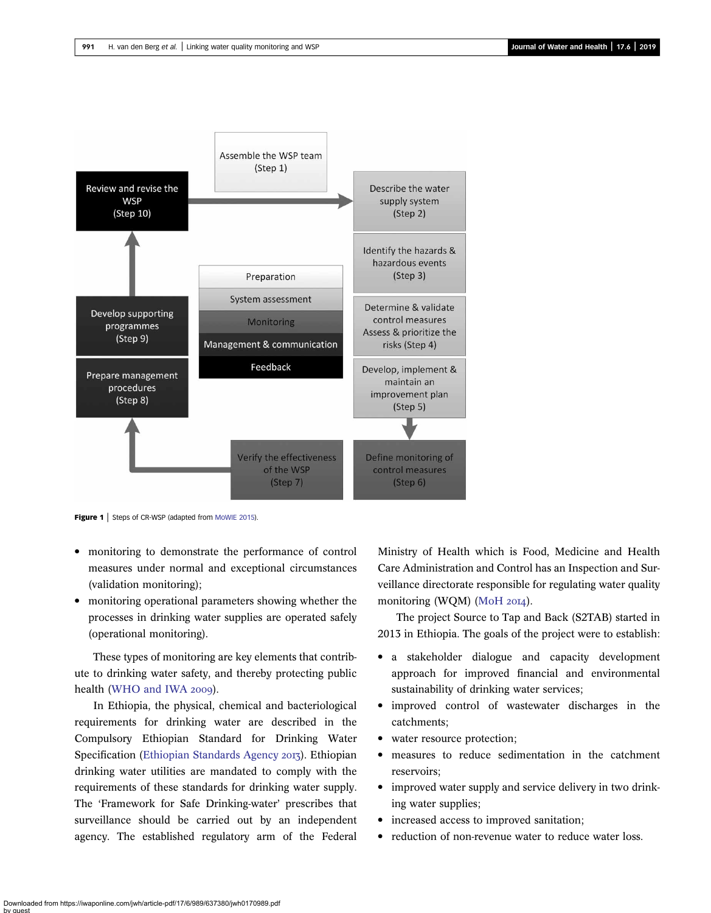Figure 1 | Steps of CR-WSP (adapted from MoWIE 2015).

- monitoring to demonstrate the performance of control measures under normal and exceptional circumstances (validation monitoring);
- monitoring operational parameters showing whether the processes in drinking water supplies are operated safely (operational monitoring).

These types of monitoring are key elements that contribute to drinking water safety, and thereby protecting public health (WHO and IWA 2009).

In Ethiopia, the physical, chemical and bacteriological requirements for drinking water are described in the Compulsory Ethiopian Standard for Drinking Water Specification (Ethiopian Standards Agency 2013). Ethiopian drinking water utilities are mandated to comply with the requirements of these standards for drinking water supply. The 'Framework for Safe Drinking-water' prescribes that surveillance should be carried out by an independent agency. The established regulatory arm of the Federal Ministry of Health which is Food, Medicine and Health Care Administration and Control has an Inspection and Surveillance directorate responsible for regulating water quality monitoring (WQM) (MoH 2014).

The project Source to Tap and Back (S2TAB) started in 2013 in Ethiopia. The goals of the project were to establish:

- a stakeholder dialogue and capacity development approach for improved financial and environmental sustainability of drinking water services;
- improved control of wastewater discharges in the catchments;
- water resource protection;
- measures to reduce sedimentation in the catchment reservoirs;
- improved water supply and service delivery in two drinking water supplies;
- increased access to improved sanitation;
- reduction of non-revenue water to reduce water loss.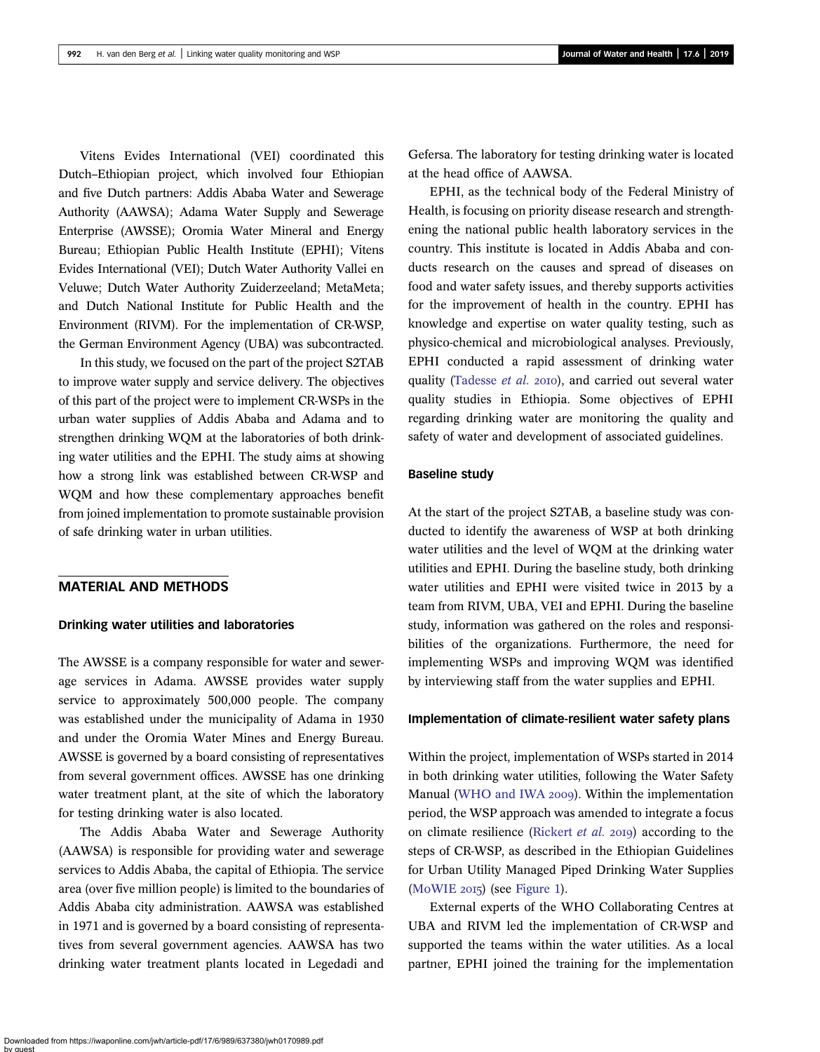Vitens Evides International (VEI) coordinated this Dutch–Ethiopian project, which involved four Ethiopian and five Dutch partners: Addis Ababa Water and Sewerage Authority (AAWSA); Adama Water Supply and Sewerage Enterprise (AWSSE); Oromia Water Mineral and Energy Bureau; Ethiopian Public Health Institute (EPHI); Vitens Evides International (VEI); Dutch Water Authority Vallei en Veluwe; Dutch Water Authority Zuiderzeeland; MetaMeta; and Dutch National Institute for Public Health and the Environment (RIVM). For the implementation of CR-WSP, the German Environment Agency (UBA) was subcontracted.

In this study, we focused on the part of the project S2TAB to improve water supply and service delivery. The objectives of this part of the project were to implement CR-WSPs in the urban water supplies of Addis Ababa and Adama and to strengthen drinking WQM at the laboratories of both drinking water utilities and the EPHI. The study aims at showing how a strong link was established between CR-WSP and WQM and how these complementary approaches benefit from joined implementation to promote sustainable provision of safe drinking water in urban utilities.

## MATERIAL AND METHODS

### Drinking water utilities and laboratories

The AWSSE is a company responsible for water and sewerage services in Adama. AWSSE provides water supply service to approximately 500,000 people. The company was established under the municipality of Adama in 1930 and under the Oromia Water Mines and Energy Bureau. AWSSE is governed by a board consisting of representatives from several government offices. AWSSE has one drinking water treatment plant, at the site of which the laboratory for testing drinking water is also located.

The Addis Ababa Water and Sewerage Authority (AAWSA) is responsible for providing water and sewerage services to Addis Ababa, the capital of Ethiopia. The service area (over five million people) is limited to the boundaries of Addis Ababa city administration. AAWSA was established in 1971 and is governed by a board consisting of representatives from several government agencies. AAWSA has two drinking water treatment plants located in Legedadi and Gefersa. The laboratory for testing drinking water is located at the head office of AAWSA.

EPHI, as the technical body of the Federal Ministry of Health, is focusing on priority disease research and strengthening the national public health laboratory services in the country. This institute is located in Addis Ababa and conducts research on the causes and spread of diseases on food and water safety issues, and thereby supports activities for the improvement of health in the country. EPHI has knowledge and expertise on water quality testing, such as physico-chemical and microbiological analyses. Previously, EPHI conducted a rapid assessment of drinking water quality (Tadesse *et al.* 2010), and carried out several water quality studies in Ethiopia. Some objectives of EPHI regarding drinking water are monitoring the quality and safety of water and development of associated guidelines.

### Baseline study

At the start of the project S2TAB, a baseline study was conducted to identify the awareness of WSP at both drinking water utilities and the level of WQM at the drinking water utilities and EPHI. During the baseline study, both drinking water utilities and EPHI were visited twice in 2013 by a team from RIVM, UBA, VEI and EPHI. During the baseline study, information was gathered on the roles and responsibilities of the organizations. Furthermore, the need for implementing WSPs and improving WQM was identified by interviewing staff from the water supplies and EPHI.

### Implementation of climate-resilient water safety plans

Within the project, implementation of WSPs started in 2014 in both drinking water utilities, following the Water Safety Manual (WHO and IWA 2009). Within the implementation period, the WSP approach was amended to integrate a focus on climate resilience (Rickert *et al.* 2019) according to the steps of CR-WSP, as described in the Ethiopian Guidelines for Urban Utility Managed Piped Drinking Water Supplies (MoWIE 2015) (see Figure 1).

External experts of the WHO Collaborating Centres at UBA and RIVM led the implementation of CR-WSP and supported the teams within the water utilities. As a local partner, EPHI joined the training for the implementation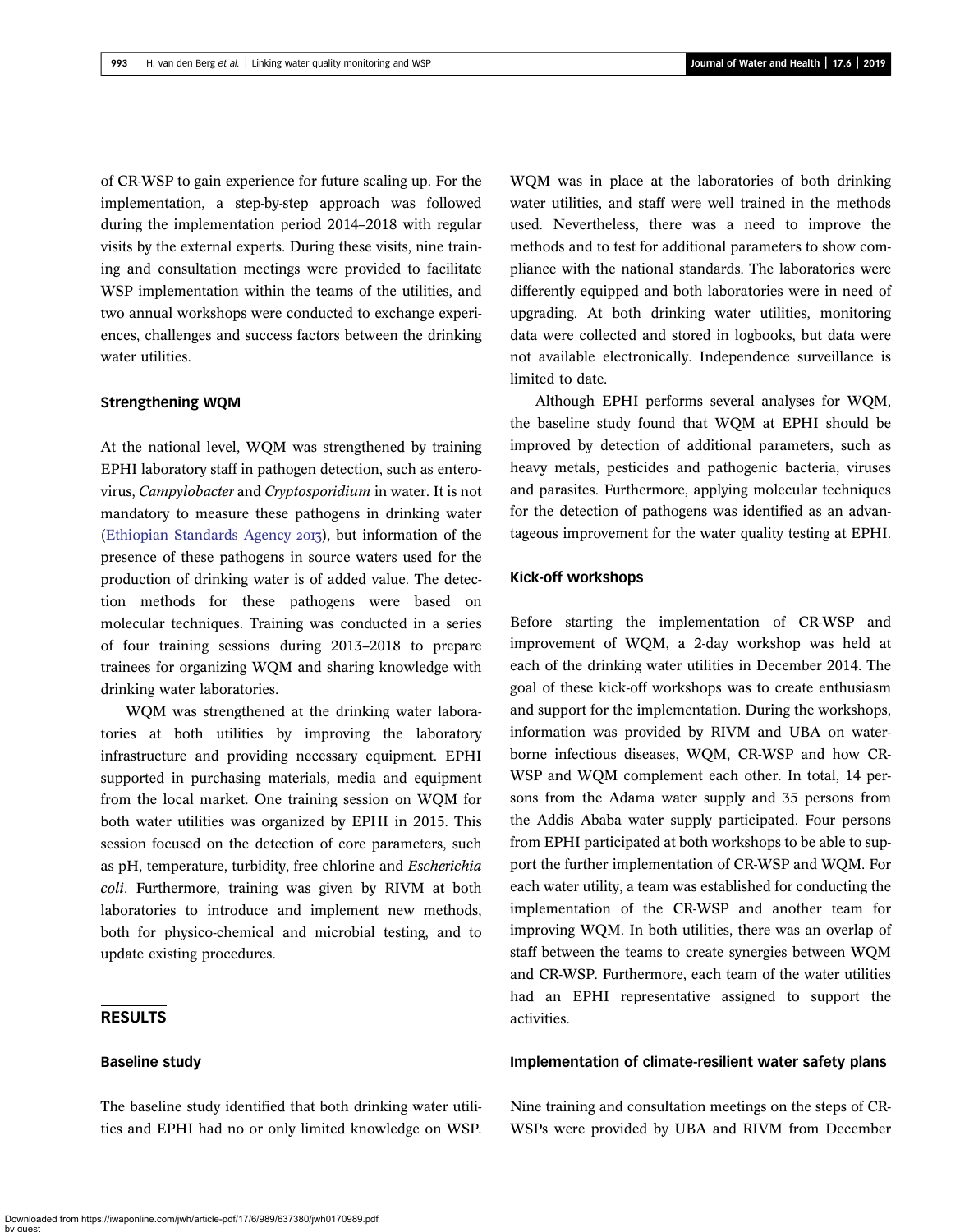of CR-WSP to gain experience for future scaling up. For the implementation, a step-by-step approach was followed during the implementation period 2014–2018 with regular visits by the external experts. During these visits, nine training and consultation meetings were provided to facilitate WSP implementation within the teams of the utilities, and two annual workshops were conducted to exchange experiences, challenges and success factors between the drinking water utilities.

### Strengthening WQM

At the national level, WQM was strengthened by training EPHI laboratory staff in pathogen detection, such as enterovirus, *Campylobacter* and *Cryptosporidium* in water. It is not mandatory to measure these pathogens in drinking water (Ethiopian Standards Agency 2013), but information of the presence of these pathogens in source waters used for the production of drinking water is of added value. The detection methods for these pathogens were based on molecular techniques. Training was conducted in a series of four training sessions during 2013–2018 to prepare trainees for organizing WQM and sharing knowledge with drinking water laboratories.

WQM was strengthened at the drinking water laboratories at both utilities by improving the laboratory infrastructure and providing necessary equipment. EPHI supported in purchasing materials, media and equipment from the local market. One training session on WQM for both water utilities was organized by EPHI in 2015. This session focused on the detection of core parameters, such as pH, temperature, turbidity, free chlorine and *Escherichia coli*. Furthermore, training was given by RIVM at both laboratories to introduce and implement new methods, both for physico-chemical and microbial testing, and to update existing procedures.

## RESULTS

### Baseline study

The baseline study identified that both drinking water utilities and EPHI had no or only limited knowledge on WSP. WQM was in place at the laboratories of both drinking water utilities, and staff were well trained in the methods used. Nevertheless, there was a need to improve the methods and to test for additional parameters to show compliance with the national standards. The laboratories were differently equipped and both laboratories were in need of upgrading. At both drinking water utilities, monitoring data were collected and stored in logbooks, but data were not available electronically. Independence surveillance is limited to date.

Although EPHI performs several analyses for WQM, the baseline study found that WQM at EPHI should be improved by detection of additional parameters, such as heavy metals, pesticides and pathogenic bacteria, viruses and parasites. Furthermore, applying molecular techniques for the detection of pathogens was identified as an advantageous improvement for the water quality testing at EPHI.

### Kick-off workshops

Before starting the implementation of CR-WSP and improvement of WQM, a 2-day workshop was held at each of the drinking water utilities in December 2014. The goal of these kick-off workshops was to create enthusiasm and support for the implementation. During the workshops, information was provided by RIVM and UBA on waterborne infectious diseases, WQM, CR-WSP and how CR-WSP and WQM complement each other. In total, 14 persons from the Adama water supply and 35 persons from the Addis Ababa water supply participated. Four persons from EPHI participated at both workshops to be able to support the further implementation of CR-WSP and WQM. For each water utility, a team was established for conducting the implementation of the CR-WSP and another team for improving WQM. In both utilities, there was an overlap of staff between the teams to create synergies between WQM and CR-WSP. Furthermore, each team of the water utilities had an EPHI representative assigned to support the activities.

### Implementation of climate-resilient water safety plans

Nine training and consultation meetings on the steps of CR-WSPs were provided by UBA and RIVM from December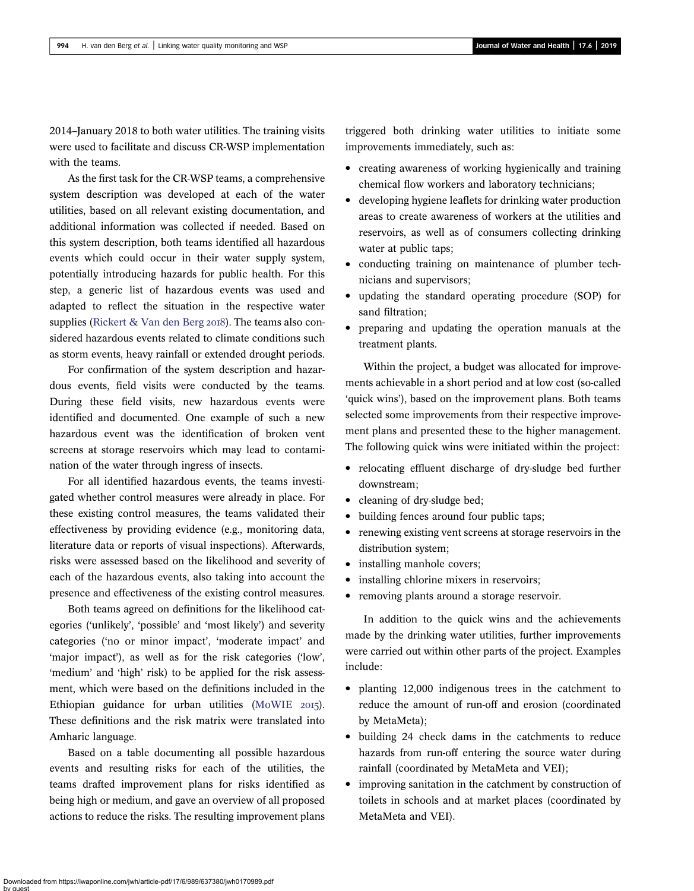2014–January 2018 to both water utilities. The training visits were used to facilitate and discuss CR-WSP implementation with the teams.

As the first task for the CR-WSP teams, a comprehensive system description was developed at each of the water utilities, based on all relevant existing documentation, and additional information was collected if needed. Based on this system description, both teams identified all hazardous events which could occur in their water supply system, potentially introducing hazards for public health. For this step, a generic list of hazardous events was used and adapted to reflect the situation in the respective water supplies (Rickert & Van den Berg 2018). The teams also considered hazardous events related to climate conditions such as storm events, heavy rainfall or extended drought periods.

For confirmation of the system description and hazardous events, field visits were conducted by the teams. During these field visits, new hazardous events were identified and documented. One example of such a new hazardous event was the identification of broken vent screens at storage reservoirs which may lead to contamination of the water through ingress of insects.

For all identified hazardous events, the teams investigated whether control measures were already in place. For these existing control measures, the teams validated their effectiveness by providing evidence (e.g., monitoring data, literature data or reports of visual inspections). Afterwards, risks were assessed based on the likelihood and severity of each of the hazardous events, also taking into account the presence and effectiveness of the existing control measures.

Both teams agreed on definitions for the likelihood categories ('unlikely', 'possible' and 'most likely') and severity categories ('no or minor impact', 'moderate impact' and 'major impact'), as well as for the risk categories ('low', 'medium' and 'high' risk) to be applied for the risk assessment, which were based on the definitions included in the Ethiopian guidance for urban utilities (MoWIE 2015). These definitions and the risk matrix were translated into Amharic language.

Based on a table documenting all possible hazardous events and resulting risks for each of the utilities, the teams drafted improvement plans for risks identified as being high or medium, and gave an overview of all proposed actions to reduce the risks. The resulting improvement plans triggered both drinking water utilities to initiate some improvements immediately, such as:

- creating awareness of working hygienically and training chemical flow workers and laboratory technicians;
- developing hygiene leaflets for drinking water production areas to create awareness of workers at the utilities and reservoirs, as well as of consumers collecting drinking water at public taps;
- conducting training on maintenance of plumber technicians and supervisors;
- updating the standard operating procedure (SOP) for sand filtration;
- preparing and updating the operation manuals at the treatment plants.

Within the project, a budget was allocated for improvements achievable in a short period and at low cost (so-called 'quick wins'), based on the improvement plans. Both teams selected some improvements from their respective improvement plans and presented these to the higher management. The following quick wins were initiated within the project:

- relocating effluent discharge of dry-sludge bed further downstream;
- cleaning of dry-sludge bed;
- building fences around four public taps;
- renewing existing vent screens at storage reservoirs in the distribution system;
- installing manhole covers;
- installing chlorine mixers in reservoirs;
- removing plants around a storage reservoir.

In addition to the quick wins and the achievements made by the drinking water utilities, further improvements were carried out within other parts of the project. Examples include:

- planting 12,000 indigenous trees in the catchment to reduce the amount of run-off and erosion (coordinated by MetaMeta);
- building 24 check dams in the catchments to reduce hazards from run-off entering the source water during rainfall (coordinated by MetaMeta and VEI);
- improving sanitation in the catchment by construction of toilets in schools and at market places (coordinated by MetaMeta and VEI).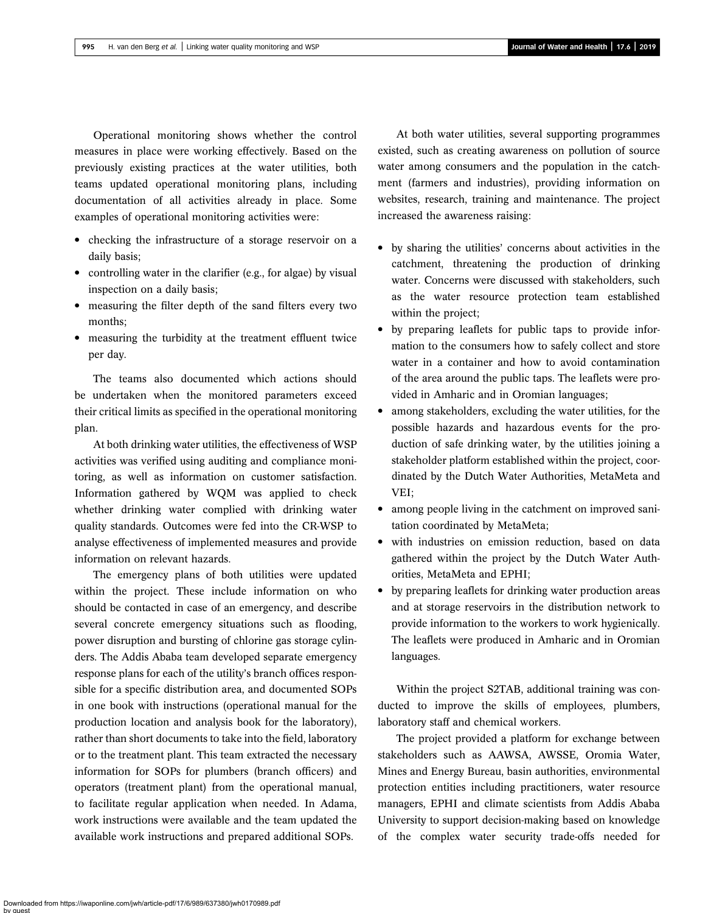Operational monitoring shows whether the control measures in place were working effectively. Based on the previously existing practices at the water utilities, both teams updated operational monitoring plans, including documentation of all activities already in place. Some examples of operational monitoring activities were:

- checking the infrastructure of a storage reservoir on a daily basis;
- controlling water in the clarifier (e.g., for algae) by visual inspection on a daily basis;
- measuring the filter depth of the sand filters every two months;
- measuring the turbidity at the treatment effluent twice per day.

The teams also documented which actions should be undertaken when the monitored parameters exceed their critical limits as specified in the operational monitoring plan.

At both drinking water utilities, the effectiveness of WSP activities was verified using auditing and compliance monitoring, as well as information on customer satisfaction. Information gathered by WQM was applied to check whether drinking water complied with drinking water quality standards. Outcomes were fed into the CR-WSP to analyse effectiveness of implemented measures and provide information on relevant hazards.

The emergency plans of both utilities were updated within the project. These include information on who should be contacted in case of an emergency, and describe several concrete emergency situations such as flooding, power disruption and bursting of chlorine gas storage cylinders. The Addis Ababa team developed separate emergency response plans for each of the utility's branch offices responsible for a specific distribution area, and documented SOPs in one book with instructions (operational manual for the production location and analysis book for the laboratory), rather than short documents to take into the field, laboratory or to the treatment plant. This team extracted the necessary information for SOPs for plumbers (branch officers) and operators (treatment plant) from the operational manual, to facilitate regular application when needed. In Adama, work instructions were available and the team updated the available work instructions and prepared additional SOPs.

At both water utilities, several supporting programmes existed, such as creating awareness on pollution of source water among consumers and the population in the catchment (farmers and industries), providing information on websites, research, training and maintenance. The project increased the awareness raising:

- by sharing the utilities' concerns about activities in the catchment, threatening the production of drinking water. Concerns were discussed with stakeholders, such as the water resource protection team established within the project;
- by preparing leaflets for public taps to provide information to the consumers how to safely collect and store water in a container and how to avoid contamination of the area around the public taps. The leaflets were provided in Amharic and in Oromian languages;
- among stakeholders, excluding the water utilities, for the possible hazards and hazardous events for the production of safe drinking water, by the utilities joining a stakeholder platform established within the project, coordinated by the Dutch Water Authorities, MetaMeta and VEI;
- among people living in the catchment on improved sanitation coordinated by MetaMeta;
- with industries on emission reduction, based on data gathered within the project by the Dutch Water Authorities, MetaMeta and EPHI;
- by preparing leaflets for drinking water production areas and at storage reservoirs in the distribution network to provide information to the workers to work hygienically. The leaflets were produced in Amharic and in Oromian languages.

Within the project S2TAB, additional training was conducted to improve the skills of employees, plumbers, laboratory staff and chemical workers.

The project provided a platform for exchange between stakeholders such as AAWSA, AWSSE, Oromia Water, Mines and Energy Bureau, basin authorities, environmental protection entities including practitioners, water resource managers, EPHI and climate scientists from Addis Ababa University to support decision-making based on knowledge of the complex water security trade-offs needed for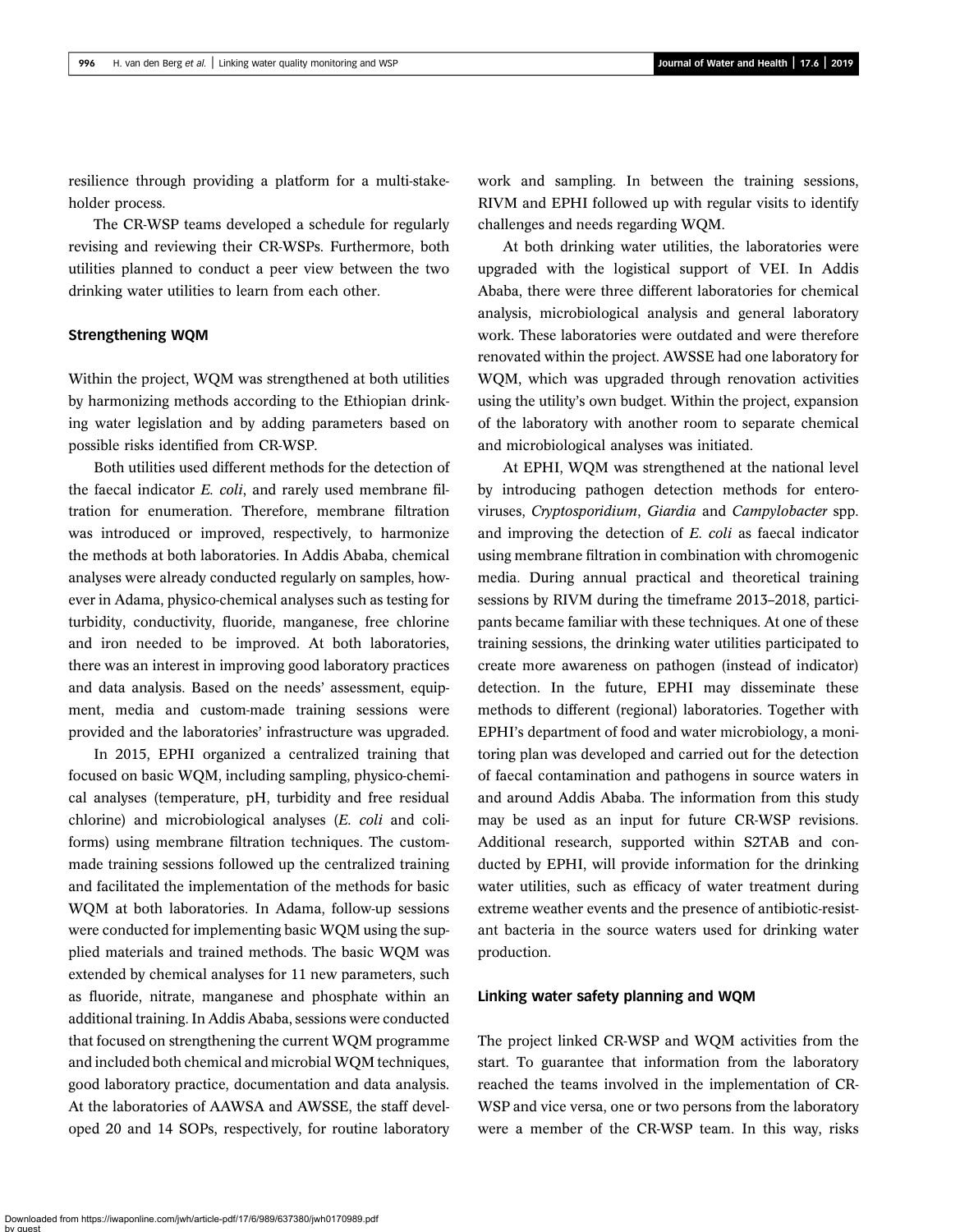resilience through providing a platform for a multi-stakeholder process.

The CR-WSP teams developed a schedule for regularly revising and reviewing their CR-WSPs. Furthermore, both utilities planned to conduct a peer view between the two drinking water utilities to learn from each other.

## Strengthening WQM

Within the project, WQM was strengthened at both utilities by harmonizing methods according to the Ethiopian drinking water legislation and by adding parameters based on possible risks identified from CR-WSP.

Both utilities used different methods for the detection of the faecal indicator *E. coli*, and rarely used membrane filtration for enumeration. Therefore, membrane filtration was introduced or improved, respectively, to harmonize the methods at both laboratories. In Addis Ababa, chemical analyses were already conducted regularly on samples, however in Adama, physico-chemical analyses such as testing for turbidity, conductivity, fluoride, manganese, free chlorine and iron needed to be improved. At both laboratories, there was an interest in improving good laboratory practices and data analysis. Based on the needs' assessment, equipment, media and custom-made training sessions were provided and the laboratories' infrastructure was upgraded.

In 2015, EPHI organized a centralized training that focused on basic WQM, including sampling, physico-chemical analyses (temperature, pH, turbidity and free residual chlorine) and microbiological analyses (*E. coli* and coliforms) using membrane filtration techniques. The custom-made training sessions followed up the centralized training and facilitated the implementation of the methods for basic WQM at both laboratories. In Adama, follow-up sessions were conducted for implementing basic WQM using the supplied materials and trained methods. The basic WQM was extended by chemical analyses for 11 new parameters, such as fluoride, nitrate, manganese and phosphate within an additional training. In Addis Ababa, sessions were conducted that focused on strengthening the current WQM programme and included both chemical and microbial WQM techniques, good laboratory practice, documentation and data analysis. At the laboratories of AAWSA and AWSSE, the staff developed 20 and 14 SOPs, respectively, for routine laboratory work and sampling. In between the training sessions, RIVM and EPHI followed up with regular visits to identify challenges and needs regarding WQM.

At both drinking water utilities, the laboratories were upgraded with the logistical support of VEI. In Addis Ababa, there were three different laboratories for chemical analysis, microbiological analysis and general laboratory work. These laboratories were outdated and were therefore renovated within the project. AWSSE had one laboratory for WQM, which was upgraded through renovation activities using the utility's own budget. Within the project, expansion of the laboratory with another room to separate chemical and microbiological analyses was initiated.

At EPHI, WQM was strengthened at the national level by introducing pathogen detection methods for enteroviruses, *Cryptosporidium*, *Giardia* and *Campylobacter* spp. and improving the detection of *E. coli* as faecal indicator using membrane filtration in combination with chromogenic media. During annual practical and theoretical training sessions by RIVM during the timeframe 2013–2018, participants became familiar with these techniques. At one of these training sessions, the drinking water utilities participated to create more awareness on pathogen (instead of indicator) detection. In the future, EPHI may disseminate these methods to different (regional) laboratories. Together with EPHI's department of food and water microbiology, a monitoring plan was developed and carried out for the detection of faecal contamination and pathogens in source waters in and around Addis Ababa. The information from this study may be used as an input for future CR-WSP revisions. Additional research, supported within S2TAB and conducted by EPHI, will provide information for the drinking water utilities, such as efficacy of water treatment during extreme weather events and the presence of antibiotic-resistant bacteria in the source waters used for drinking water production.

## Linking water safety planning and WQM

The project linked CR-WSP and WQM activities from the start. To guarantee that information from the laboratory reached the teams involved in the implementation of CR-WSP and vice versa, one or two persons from the laboratory were a member of the CR-WSP team. In this way, risks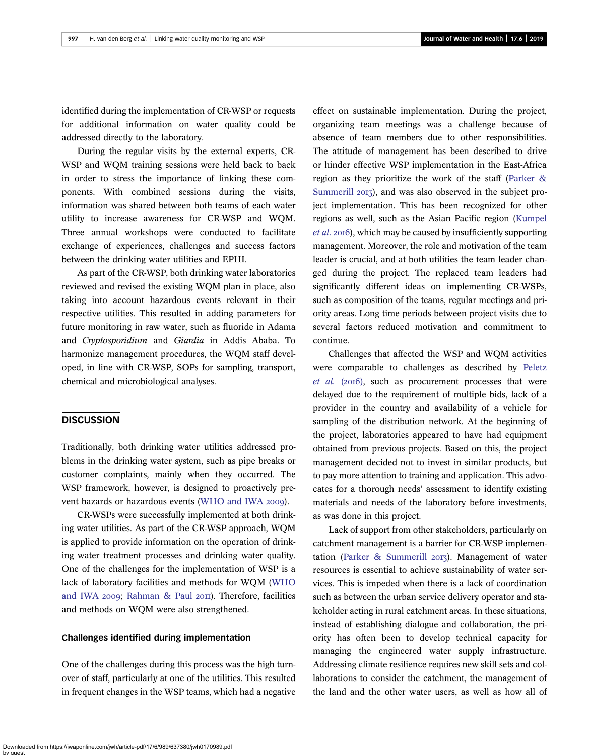identified during the implementation of CR-WSP or requests for additional information on water quality could be addressed directly to the laboratory.

During the regular visits by the external experts, CR-WSP and WQM training sessions were held back to back in order to stress the importance of linking these components. With combined sessions during the visits, information was shared between both teams of each water utility to increase awareness for CR-WSP and WQM. Three annual workshops were conducted to facilitate exchange of experiences, challenges and success factors between the drinking water utilities and EPHI.

As part of the CR-WSP, both drinking water laboratories reviewed and revised the existing WQM plan in place, also taking into account hazardous events relevant in their respective utilities. This resulted in adding parameters for future monitoring in raw water, such as fluoride in Adama and *Cryptosporidium* and *Giardia* in Addis Ababa. To harmonize management procedures, the WQM staff developed, in line with CR-WSP, SOPs for sampling, transport, chemical and microbiological analyses.

## DISCUSSION

Traditionally, both drinking water utilities addressed problems in the drinking water system, such as pipe breaks or customer complaints, mainly when they occurred. The WSP framework, however, is designed to proactively prevent hazards or hazardous events (WHO and IWA 2009).

CR-WSPs were successfully implemented at both drinking water utilities. As part of the CR-WSP approach, WQM is applied to provide information on the operation of drinking water treatment processes and drinking water quality. One of the challenges for the implementation of WSP is a lack of laboratory facilities and methods for WQM (WHO and IWA 2009; Rahman & Paul 2011). Therefore, facilities and methods on WQM were also strengthened.

### Challenges identified during implementation

One of the challenges during this process was the high turnover of staff, particularly at one of the utilities. This resulted in frequent changes in the WSP teams, which had a negative effect on sustainable implementation. During the project, organizing team meetings was a challenge because of absence of team members due to other responsibilities. The attitude of management has been described to drive or hinder effective WSP implementation in the East-Africa region as they prioritize the work of the staff (Parker & Summerill 2013), and was also observed in the subject project implementation. This has been recognized for other regions as well, such as the Asian Pacific region (Kumpel *et al.* 2016), which may be caused by insufficiently supporting management. Moreover, the role and motivation of the team leader is crucial, and at both utilities the team leader changed during the project. The replaced team leaders had significantly different ideas on implementing CR-WSPs, such as composition of the teams, regular meetings and priority areas. Long time periods between project visits due to several factors reduced motivation and commitment to continue.

Challenges that affected the WSP and WQM activities were comparable to challenges as described by Peletz *et al.* (2016), such as procurement processes that were delayed due to the requirement of multiple bids, lack of a provider in the country and availability of a vehicle for sampling of the distribution network. At the beginning of the project, laboratories appeared to have had equipment obtained from previous projects. Based on this, the project management decided not to invest in similar products, but to pay more attention to training and application. This advocates for a thorough needs' assessment to identify existing materials and needs of the laboratory before investments, as was done in this project.

Lack of support from other stakeholders, particularly on catchment management is a barrier for CR-WSP implementation (Parker & Summerill 2013). Management of water resources is essential to achieve sustainability of water services. This is impeded when there is a lack of coordination such as between the urban service delivery operator and stakeholder acting in rural catchment areas. In these situations, instead of establishing dialogue and collaboration, the priority has often been to develop technical capacity for managing the engineered water supply infrastructure. Addressing climate resilience requires new skill sets and collaborations to consider the catchment, the management of the land and the other water users, as well as how all of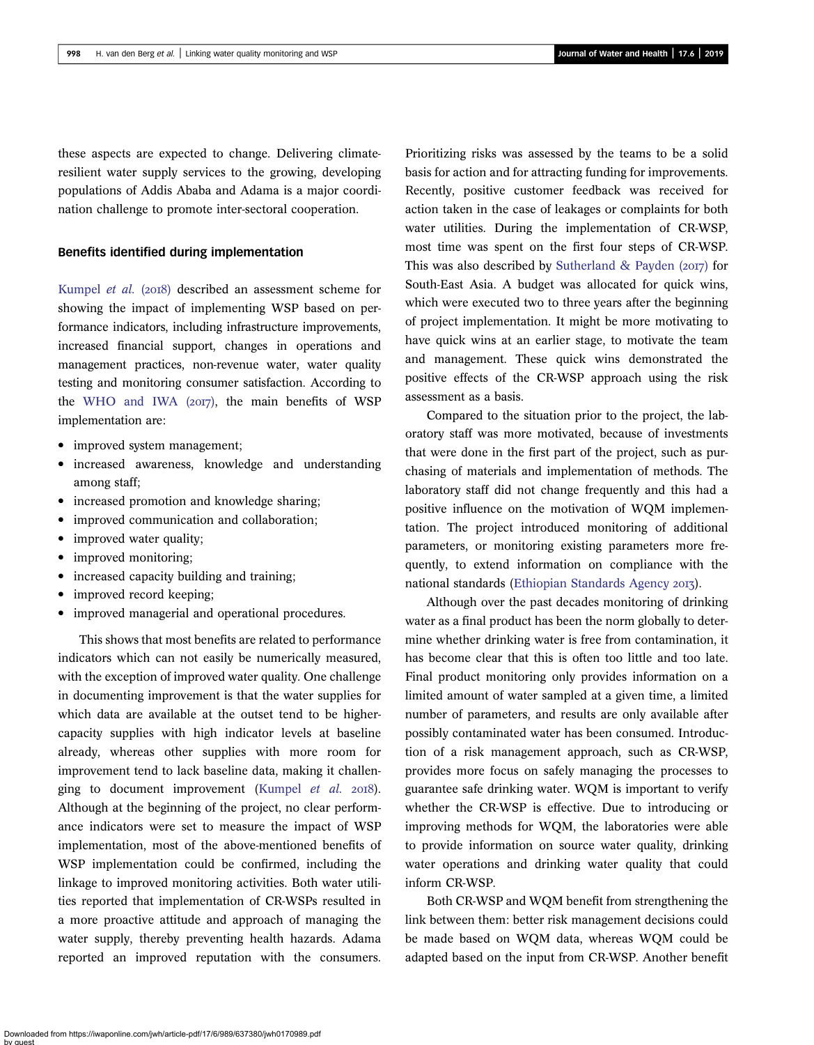these aspects are expected to change. Delivering climate-resilient water supply services to the growing, developing populations of Addis Ababa and Adama is a major coordination challenge to promote inter-sectoral cooperation.

### Benefits identified during implementation

Kumpel *et al.* (2018) described an assessment scheme for showing the impact of implementing WSP based on performance indicators, including infrastructure improvements, increased financial support, changes in operations and management practices, non-revenue water, water quality testing and monitoring consumer satisfaction. According to the WHO and IWA (2017), the main benefits of WSP implementation are:

- improved system management;
- increased awareness, knowledge and understanding among staff;
- increased promotion and knowledge sharing;
- improved communication and collaboration;
- improved water quality;
- improved monitoring;
- increased capacity building and training;
- improved record keeping;
- improved managerial and operational procedures.

This shows that most benefits are related to performance indicators which can not easily be numerically measured, with the exception of improved water quality. One challenge in documenting improvement is that the water supplies for which data are available at the outset tend to be higher-capacity supplies with high indicator levels at baseline already, whereas other supplies with more room for improvement tend to lack baseline data, making it challenging to document improvement (Kumpel *et al.* 2018). Although at the beginning of the project, no clear performance indicators were set to measure the impact of WSP implementation, most of the above-mentioned benefits of WSP implementation could be confirmed, including the linkage to improved monitoring activities. Both water utilities reported that implementation of CR-WSPs resulted in a more proactive attitude and approach of managing the water supply, thereby preventing health hazards. Adama reported an improved reputation with the consumers. Prioritizing risks was assessed by the teams to be a solid basis for action and for attracting funding for improvements. Recently, positive customer feedback was received for action taken in the case of leakages or complaints for both water utilities. During the implementation of CR-WSP, most time was spent on the first four steps of CR-WSP. This was also described by Sutherland & Payden (2017) for South-East Asia. A budget was allocated for quick wins, which were executed two to three years after the beginning of project implementation. It might be more motivating to have quick wins at an earlier stage, to motivate the team and management. These quick wins demonstrated the positive effects of the CR-WSP approach using the risk assessment as a basis.

Compared to the situation prior to the project, the laboratory staff was more motivated, because of investments that were done in the first part of the project, such as purchasing of materials and implementation of methods. The laboratory staff did not change frequently and this had a positive influence on the motivation of WQM implementation. The project introduced monitoring of additional parameters, or monitoring existing parameters more frequently, to extend information on compliance with the national standards (Ethiopian Standards Agency 2013).

Although over the past decades monitoring of drinking water as a final product has been the norm globally to determine whether drinking water is free from contamination, it has become clear that this is often too little and too late. Final product monitoring only provides information on a limited amount of water sampled at a given time, a limited number of parameters, and results are only available after possibly contaminated water has been consumed. Introduction of a risk management approach, such as CR-WSP, provides more focus on safely managing the processes to guarantee safe drinking water. WQM is important to verify whether the CR-WSP is effective. Due to introducing or improving methods for WQM, the laboratories were able to provide information on source water quality, drinking water operations and drinking water quality that could inform CR-WSP.

Both CR-WSP and WQM benefit from strengthening the link between them: better risk management decisions could be made based on WQM data, whereas WQM could be adapted based on the input from CR-WSP. Another benefit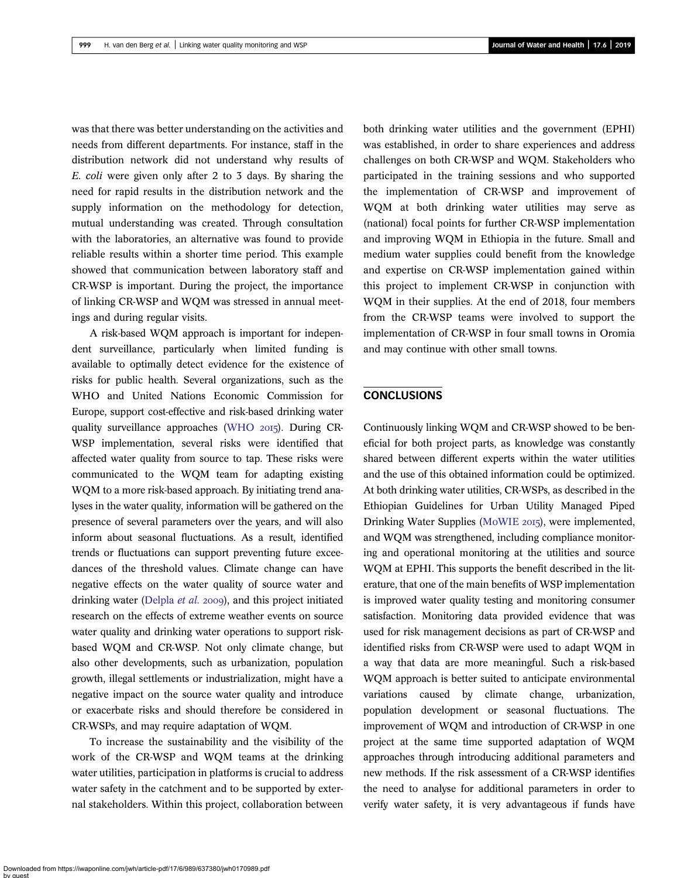was that there was better understanding on the activities and needs from different departments. For instance, staff in the distribution network did not understand why results of *E. coli* were given only after 2 to 3 days. By sharing the need for rapid results in the distribution network and the supply information on the methodology for detection, mutual understanding was created. Through consultation with the laboratories, an alternative was found to provide reliable results within a shorter time period. This example showed that communication between laboratory staff and CR-WSP is important. During the project, the importance of linking CR-WSP and WQM was stressed in annual meetings and during regular visits.

A risk-based WQM approach is important for independent surveillance, particularly when limited funding is available to optimally detect evidence for the existence of risks for public health. Several organizations, such as the WHO and United Nations Economic Commission for Europe, support cost-effective and risk-based drinking water quality surveillance approaches (WHO 2015). During CR-WSP implementation, several risks were identified that affected water quality from source to tap. These risks were communicated to the WQM team for adapting existing WQM to a more risk-based approach. By initiating trend analyses in the water quality, information will be gathered on the presence of several parameters over the years, and will also inform about seasonal fluctuations. As a result, identified trends or fluctuations can support preventing future exceedances of the threshold values. Climate change can have negative effects on the water quality of source water and drinking water (Delpla *et al.* 2009), and this project initiated research on the effects of extreme weather events on source water quality and drinking water operations to support risk-based WQM and CR-WSP. Not only climate change, but also other developments, such as urbanization, population growth, illegal settlements or industrialization, might have a negative impact on the source water quality and introduce or exacerbate risks and should therefore be considered in CR-WSPs, and may require adaptation of WQM.

To increase the sustainability and the visibility of the work of the CR-WSP and WQM teams at the drinking water utilities, participation in platforms is crucial to address water safety in the catchment and to be supported by external stakeholders. Within this project, collaboration between both drinking water utilities and the government (EPHI) was established, in order to share experiences and address challenges on both CR-WSP and WQM. Stakeholders who participated in the training sessions and who supported the implementation of CR-WSP and improvement of WQM at both drinking water utilities may serve as (national) focal points for further CR-WSP implementation and improving WQM in Ethiopia in the future. Small and medium water supplies could benefit from the knowledge and expertise on CR-WSP implementation gained within this project to implement CR-WSP in conjunction with WQM in their supplies. At the end of 2018, four members from the CR-WSP teams were involved to support the implementation of CR-WSP in four small towns in Oromia and may continue with other small towns.

## CONCLUSIONS

Continuously linking WQM and CR-WSP showed to be beneficial for both project parts, as knowledge was constantly shared between different experts within the water utilities and the use of this obtained information could be optimized. At both drinking water utilities, CR-WSPs, as described in the Ethiopian Guidelines for Urban Utility Managed Piped Drinking Water Supplies (MoWIE 2015), were implemented, and WQM was strengthened, including compliance monitoring and operational monitoring at the utilities and source WQM at EPHI. This supports the benefit described in the literature, that one of the main benefits of WSP implementation is improved water quality testing and monitoring consumer satisfaction. Monitoring data provided evidence that was used for risk management decisions as part of CR-WSP and identified risks from CR-WSP were used to adapt WQM in a way that data are more meaningful. Such a risk-based WQM approach is better suited to anticipate environmental variations caused by climate change, urbanization, population development or seasonal fluctuations. The improvement of WQM and introduction of CR-WSP in one project at the same time supported adaptation of WQM approaches through introducing additional parameters and new methods. If the risk assessment of a CR-WSP identifies the need to analyse for additional parameters in order to verify water safety, it is very advantageous if funds have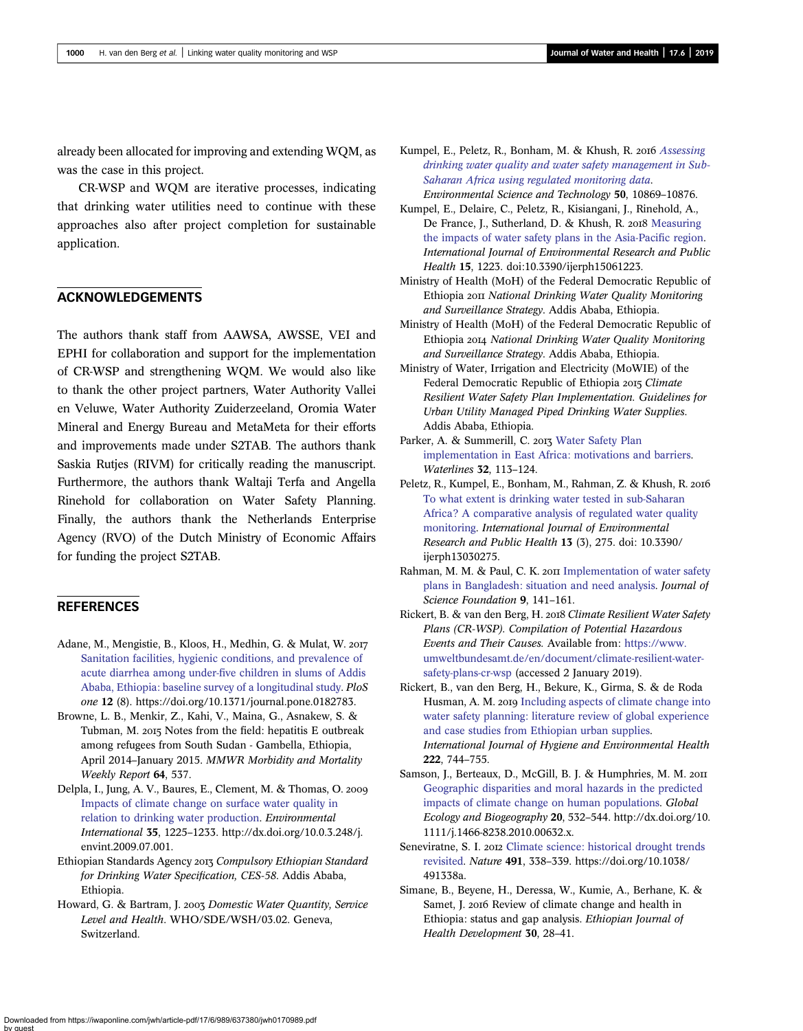already been allocated for improving and extending WQM, as was the case in this project.

CR-WSP and WQM are iterative processes, indicating that drinking water utilities need to continue with these approaches also after project completion for sustainable application.

## ACKNOWLEDGEMENTS

The authors thank staff from AAWSA, AWSSE, VEI and EPHI for collaboration and support for the implementation of CR-WSP and strengthening WQM. We would also like to thank the other project partners, Water Authority Vallei en Veluwe, Water Authority Zuiderzeeland, Oromia Water Mineral and Energy Bureau and MetaMeta for their efforts and improvements made under S2TAB. The authors thank Saskia Rutjes (RIVM) for critically reading the manuscript. Furthermore, the authors thank Waltaji Terfa and Angella Rinehold for collaboration on Water Safety Planning. Finally, the authors thank the Netherlands Enterprise Agency (RVO) of the Dutch Ministry of Economic Affairs for funding the project S2TAB.

## REFERENCES

Adane, M., Mengistie, B., Kloos, H., Medhin, G. & Mulat, W. 2017 Sanitation facilities, hygienic conditions, and prevalence of acute diarrhea among under-five children in slums of Addis Ababa, Ethiopia: baseline survey of a longitudinal study. *PloS one* **12** (8). https://doi.org/10.1371/journal.pone.0182783.

Browne, L. B., Menkir, Z., Kahi, V., Maina, G., Asnakew, S. & Tubman, M. 2015 Notes from the field: hepatitis E outbreak among refugees from South Sudan - Gambella, Ethiopia, April 2014–January 2015. *MMWR Morbidity and Mortality Weekly Report* **64**, 537.

Delpla, I., Jung, A. V., Baures, E., Clement, M. & Thomas, O. 2009 Impacts of climate change on surface water quality in relation to drinking water production. *Environmental International* **35**, 1225–1233. http://dx.doi.org/10.0.3.248/j.envint.2009.07.001.

Ethiopian Standards Agency 2013 *Compulsory Ethiopian Standard for Drinking Water Specification, CES-58*. Addis Ababa, Ethiopia.

Howard, G. & Bartram, J. 2003 *Domestic Water Quantity, Service Level and Health*. WHO/SDE/WSH/03.02. Geneva, Switzerland.

Kumpel, E., Peletz, R., Bonham, M. & Khush, R. 2016 *Assessing drinking water quality and water safety management in Sub-Saharan Africa using regulated monitoring data*. *Environmental Science and Technology* **50**, 10869–10876.

Kumpel, E., Delaire, C., Peletz, R., Kisiangani, J., Rinehold, A., De France, J., Sutherland, D. & Khush, R. 2018 Measuring the impacts of water safety plans in the Asia-Pacific region. *International Journal of Environmental Research and Public Health* **15**, 1223. doi:10.3390/ijerph15061223.

Ministry of Health (MoH) of the Federal Democratic Republic of Ethiopia 2011 *National Drinking Water Quality Monitoring and Surveillance Strategy*. Addis Ababa, Ethiopia.

Ministry of Health (MoH) of the Federal Democratic Republic of Ethiopia 2014 *National Drinking Water Quality Monitoring and Surveillance Strategy*. Addis Ababa, Ethiopia.

Ministry of Water, Irrigation and Electricity (MoWIE) of the Federal Democratic Republic of Ethiopia 2015 *Climate Resilient Water Safety Plan Implementation. Guidelines for Urban Utility Managed Piped Drinking Water Supplies*. Addis Ababa, Ethiopia.

Parker, A. & Summerill, C. 2013 Water Safety Plan implementation in East Africa: motivations and barriers. *Waterlines* **32**, 113–124.

Peletz, R., Kumpel, E., Bonham, M., Rahman, Z. & Khush, R. 2016 To what extent is drinking water tested in sub-Saharan Africa? A comparative analysis of regulated water quality monitoring. *International Journal of Environmental Research and Public Health* **13** (3), 275. doi: 10.3390/ijerph13030275.

Rahman, M. M. & Paul, C. K. 2011 Implementation of water safety plans in Bangladesh: situation and need analysis. *Journal of Science Foundation* **9**, 141–161.

Rickert, B. & van den Berg, H. 2018 *Climate Resilient Water Safety Plans (CR-WSP). Compilation of Potential Hazardous Events and Their Causes*. Available from: https://www.umweltbundesamt.de/en/document/climate-resilient-water-safety-plans-cr-wsp (accessed 2 January 2019).

Rickert, B., van den Berg, H., Bekure, K., Girma, S. & de Roda Husman, A. M. 2019 Including aspects of climate change into water safety planning: literature review of global experience and case studies from Ethiopian urban supplies. *International Journal of Hygiene and Environmental Health* **222**, 744–755.

Samson, J., Berteaux, D., McGill, B. J. & Humphries, M. M. 2011 Geographic disparities and moral hazards in the predicted impacts of climate change on human populations. *Global Ecology and Biogeography* **20**, 532–544. http://dx.doi.org/10.1111/j.1466-8238.2010.00632.x.

Seneviratne, S. I. 2012 Climate science: historical drought trends revisited. *Nature* **491**, 338–339. https://doi.org/10.1038/491338a.

Simane, B., Beyene, H., Deressa, W., Kumie, A., Berhane, K. & Samet, J. 2016 Review of climate change and health in Ethiopia: status and gap analysis. *Ethiopian Journal of Health Development* **30**, 28–41.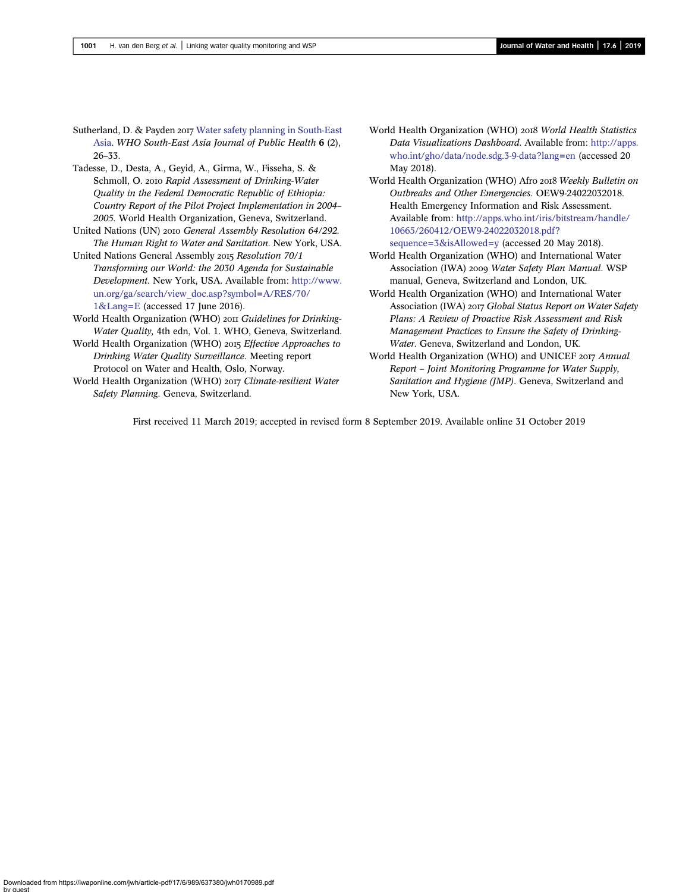Sutherland, D. & Payden 2017 Water safety planning in South-East Asia. *WHO South-East Asia Journal of Public Health* **6** (2), 26–33.

Tadesse, D., Desta, A., Geyid, A., Girma, W., Fisseha, S. & Schmoll, O. 2010 *Rapid Assessment of Drinking-Water Quality in the Federal Democratic Republic of Ethiopia: Country Report of the Pilot Project Implementation in 2004–2005*. World Health Organization, Geneva, Switzerland.

United Nations (UN) 2010 *General Assembly Resolution 64/292. The Human Right to Water and Sanitation*. New York, USA.

United Nations General Assembly 2015 *Resolution 70/1 Transforming our World: the 2030 Agenda for Sustainable Development*. New York, USA. Available from: http://www.un.org/ga/search/view_doc.asp?symbol=A/RES/70/1&Lang=E (accessed 17 June 2016).

World Health Organization (WHO) 2011 *Guidelines for Drinking-Water Quality*, 4th edn, Vol. 1. WHO, Geneva, Switzerland.

World Health Organization (WHO) 2015 *Effective Approaches to Drinking Water Quality Surveillance*. Meeting report Protocol on Water and Health, Oslo, Norway.

World Health Organization (WHO) 2017 *Climate-resilient Water Safety Planning*. Geneva, Switzerland.

World Health Organization (WHO) 2018 *World Health Statistics Data Visualizations Dashboard*. Available from: http://apps.who.int/gho/data/node.sdg.3-9-data?lang=en (accessed 20 May 2018).

World Health Organization (WHO) Afro 2018 *Weekly Bulletin on Outbreaks and Other Emergencies*. OEW9-24022032018. Health Emergency Information and Risk Assessment. Available from: http://apps.who.int/iris/bitstream/handle/10665/260412/OEW9-24022032018.pdf?sequence=3&isAllowed=y (accessed 20 May 2018).

World Health Organization (WHO) and International Water Association (IWA) 2009 *Water Safety Plan Manual*. WSP manual, Geneva, Switzerland and London, UK.

World Health Organization (WHO) and International Water Association (IWA) 2017 *Global Status Report on Water Safety Plans: A Review of Proactive Risk Assessment and Risk Management Practices to Ensure the Safety of Drinking-Water*. Geneva, Switzerland and London, UK.

World Health Organization (WHO) and UNICEF 2017 *Annual Report – Joint Monitoring Programme for Water Supply, Sanitation and Hygiene (JMP)*. Geneva, Switzerland and New York, USA.

First received 11 March 2019; accepted in revised form 8 September 2019. Available online 31 October 2019